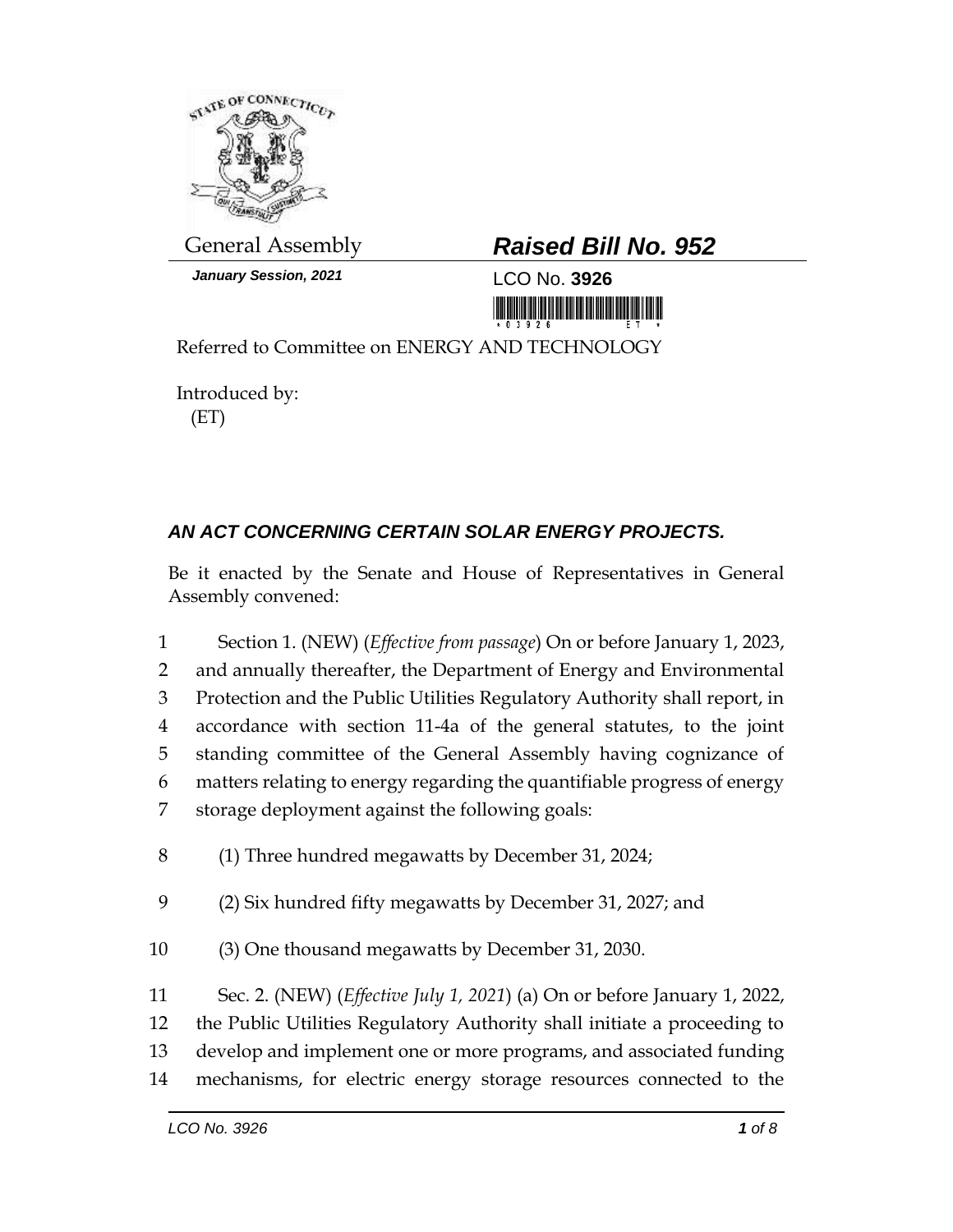General Assembly

***January Session, 2021***

## *Raised Bill No. 952*

LCO No. **3926**

Referred to Committee on ENERGY AND TECHNOLOGY

Introduced by:
(ET)

### *AN ACT CONCERNING CERTAIN SOLAR ENERGY PROJECTS.*

Be it enacted by the Senate and House of Representatives in General Assembly convened:

1 Section 1. (NEW) (*Effective from passage*) On or before January 1, 2023,
2 and annually thereafter, the Department of Energy and Environmental
3 Protection and the Public Utilities Regulatory Authority shall report, in
4 accordance with section 11-4a of the general statutes, to the joint
5 standing committee of the General Assembly having cognizance of
6 matters relating to energy regarding the quantifiable progress of energy
7 storage deployment against the following goals:

8 (1) Three hundred megawatts by December 31, 2024;

9 (2) Six hundred fifty megawatts by December 31, 2027; and

10 (3) One thousand megawatts by December 31, 2030.

11 Sec. 2. (NEW) (*Effective July 1, 2021*) (a) On or before January 1, 2022,
12 the Public Utilities Regulatory Authority shall initiate a proceeding to
13 develop and implement one or more programs, and associated funding
14 mechanisms, for electric energy storage resources connected to the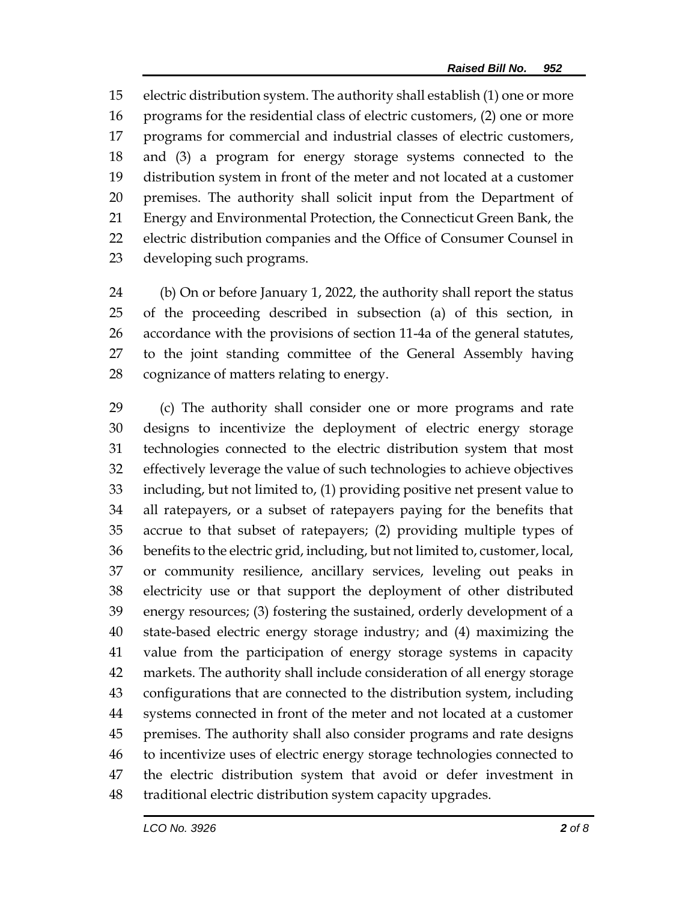electric distribution system. The authority shall establish (1) one or more programs for the residential class of electric customers, (2) one or more programs for commercial and industrial classes of electric customers, and (3) a program for energy storage systems connected to the distribution system in front of the meter and not located at a customer premises. The authority shall solicit input from the Department of Energy and Environmental Protection, the Connecticut Green Bank, the electric distribution companies and the Office of Consumer Counsel in developing such programs.

(b) On or before January 1, 2022, the authority shall report the status of the proceeding described in subsection (a) of this section, in accordance with the provisions of section 11-4a of the general statutes, to the joint standing committee of the General Assembly having cognizance of matters relating to energy.

(c) The authority shall consider one or more programs and rate designs to incentivize the deployment of electric energy storage technologies connected to the electric distribution system that most effectively leverage the value of such technologies to achieve objectives including, but not limited to, (1) providing positive net present value to all ratepayers, or a subset of ratepayers paying for the benefits that accrue to that subset of ratepayers; (2) providing multiple types of benefits to the electric grid, including, but not limited to, customer, local, or community resilience, ancillary services, leveling out peaks in electricity use or that support the deployment of other distributed energy resources; (3) fostering the sustained, orderly development of a state-based electric energy storage industry; and (4) maximizing the value from the participation of energy storage systems in capacity markets. The authority shall include consideration of all energy storage configurations that are connected to the distribution system, including systems connected in front of the meter and not located at a customer premises. The authority shall also consider programs and rate designs to incentivize uses of electric energy storage technologies connected to the electric distribution system that avoid or defer investment in traditional electric distribution system capacity upgrades.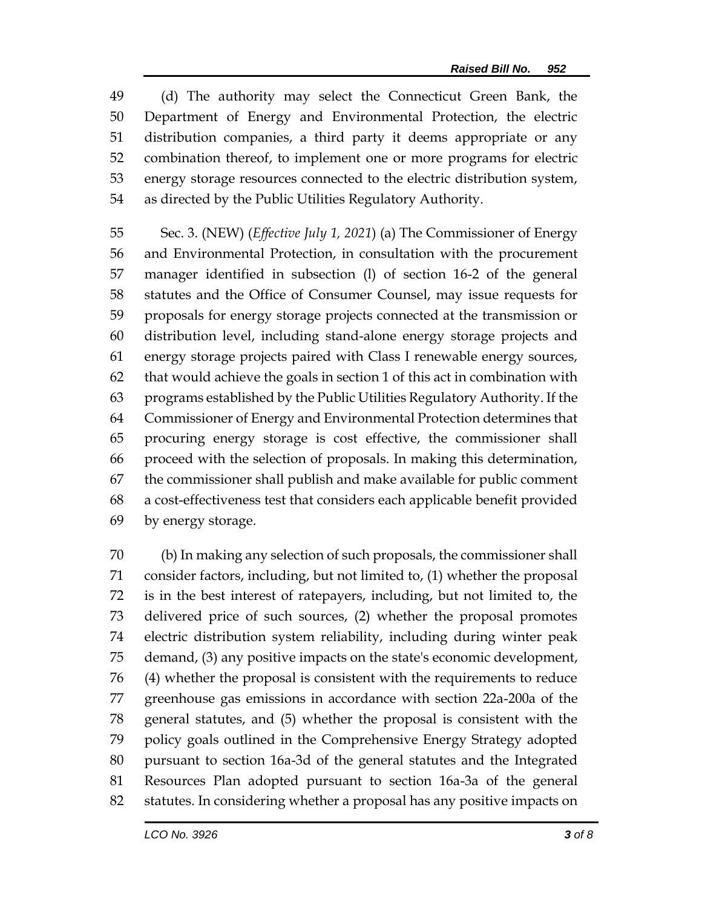(d) The authority may select the Connecticut Green Bank, the Department of Energy and Environmental Protection, the electric distribution companies, a third party it deems appropriate or any combination thereof, to implement one or more programs for electric energy storage resources connected to the electric distribution system, as directed by the Public Utilities Regulatory Authority.

Sec. 3. (NEW) (*Effective July 1, 2021*) (a) The Commissioner of Energy and Environmental Protection, in consultation with the procurement manager identified in subsection (l) of section 16-2 of the general statutes and the Office of Consumer Counsel, may issue requests for proposals for energy storage projects connected at the transmission or distribution level, including stand-alone energy storage projects and energy storage projects paired with Class I renewable energy sources, that would achieve the goals in section 1 of this act in combination with programs established by the Public Utilities Regulatory Authority. If the Commissioner of Energy and Environmental Protection determines that procuring energy storage is cost effective, the commissioner shall proceed with the selection of proposals. In making this determination, the commissioner shall publish and make available for public comment a cost-effectiveness test that considers each applicable benefit provided by energy storage.

(b) In making any selection of such proposals, the commissioner shall consider factors, including, but not limited to, (1) whether the proposal is in the best interest of ratepayers, including, but not limited to, the delivered price of such sources, (2) whether the proposal promotes electric distribution system reliability, including during winter peak demand, (3) any positive impacts on the state's economic development, (4) whether the proposal is consistent with the requirements to reduce greenhouse gas emissions in accordance with section 22a-200a of the general statutes, and (5) whether the proposal is consistent with the policy goals outlined in the Comprehensive Energy Strategy adopted pursuant to section 16a-3d of the general statutes and the Integrated Resources Plan adopted pursuant to section 16a-3a of the general statutes. In considering whether a proposal has any positive impacts on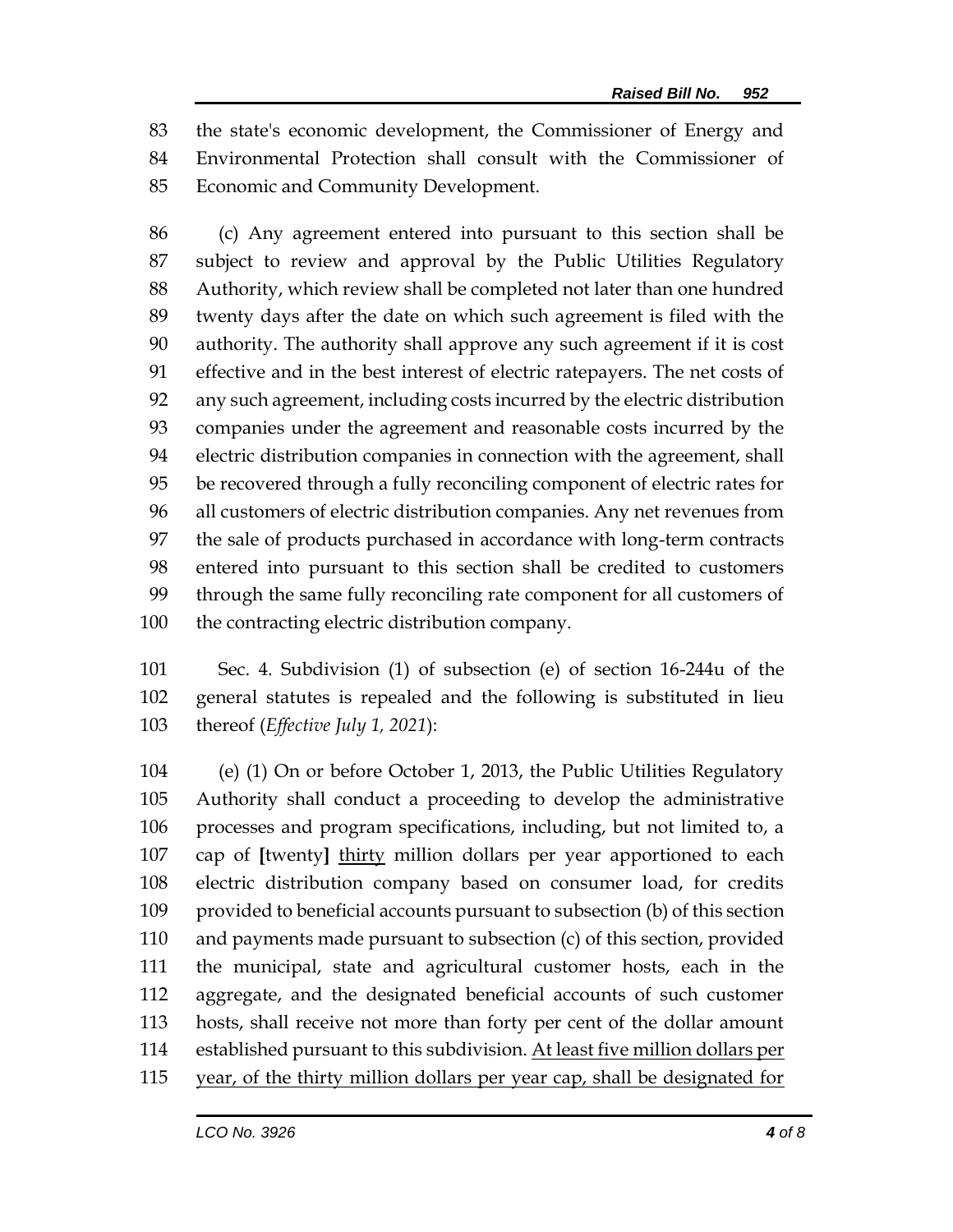the state's economic development, the Commissioner of Energy and Environmental Protection shall consult with the Commissioner of Economic and Community Development.

(c) Any agreement entered into pursuant to this section shall be subject to review and approval by the Public Utilities Regulatory Authority, which review shall be completed not later than one hundred twenty days after the date on which such agreement is filed with the authority. The authority shall approve any such agreement if it is cost effective and in the best interest of electric ratepayers. The net costs of any such agreement, including costs incurred by the electric distribution companies under the agreement and reasonable costs incurred by the electric distribution companies in connection with the agreement, shall be recovered through a fully reconciling component of electric rates for all customers of electric distribution companies. Any net revenues from the sale of products purchased in accordance with long-term contracts entered into pursuant to this section shall be credited to customers through the same fully reconciling rate component for all customers of the contracting electric distribution company.

Sec. 4. Subdivision (1) of subsection (e) of section 16-244u of the general statutes is repealed and the following is substituted in lieu thereof (*Effective July 1, 2021*):

(e) (1) On or before October 1, 2013, the Public Utilities Regulatory Authority shall conduct a proceeding to develop the administrative processes and program specifications, including, but not limited to, a cap of **[**twenty**]** <u>thirty</u> million dollars per year apportioned to each electric distribution company based on consumer load, for credits provided to beneficial accounts pursuant to subsection (b) of this section and payments made pursuant to subsection (c) of this section, provided the municipal, state and agricultural customer hosts, each in the aggregate, and the designated beneficial accounts of such customer hosts, shall receive not more than forty per cent of the dollar amount established pursuant to this subdivision. <u>At least five million dollars per year, of the thirty million dollars per year cap, shall be designated for</u>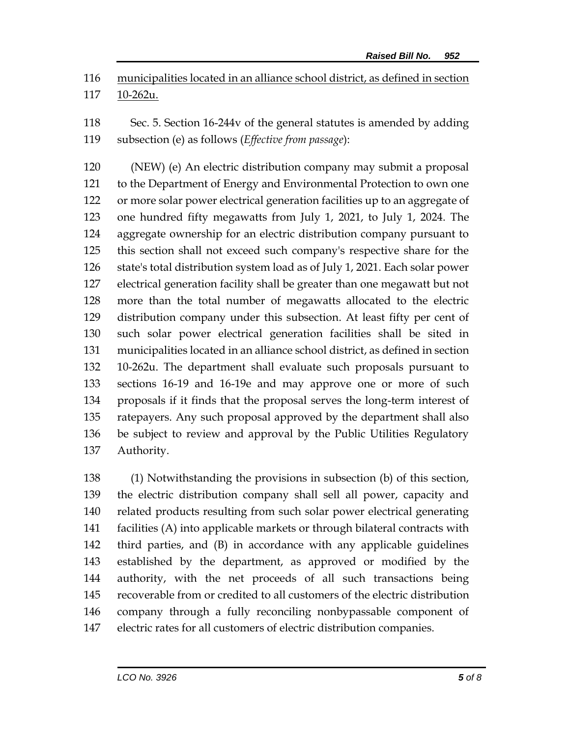municipalities located in an alliance school district, as defined in section 10-262u.

Sec. 5. Section 16-244v of the general statutes is amended by adding subsection (e) as follows (*Effective from passage*):

(NEW) (e) An electric distribution company may submit a proposal to the Department of Energy and Environmental Protection to own one or more solar power electrical generation facilities up to an aggregate of one hundred fifty megawatts from July 1, 2021, to July 1, 2024. The aggregate ownership for an electric distribution company pursuant to this section shall not exceed such company's respective share for the state's total distribution system load as of July 1, 2021. Each solar power electrical generation facility shall be greater than one megawatt but not more than the total number of megawatts allocated to the electric distribution company under this subsection. At least fifty per cent of such solar power electrical generation facilities shall be sited in municipalities located in an alliance school district, as defined in section 10-262u. The department shall evaluate such proposals pursuant to sections 16-19 and 16-19e and may approve one or more of such proposals if it finds that the proposal serves the long-term interest of ratepayers. Any such proposal approved by the department shall also be subject to review and approval by the Public Utilities Regulatory Authority.

(1) Notwithstanding the provisions in subsection (b) of this section, the electric distribution company shall sell all power, capacity and related products resulting from such solar power electrical generating facilities (A) into applicable markets or through bilateral contracts with third parties, and (B) in accordance with any applicable guidelines established by the department, as approved or modified by the authority, with the net proceeds of all such transactions being recoverable from or credited to all customers of the electric distribution company through a fully reconciling nonbypassable component of electric rates for all customers of electric distribution companies.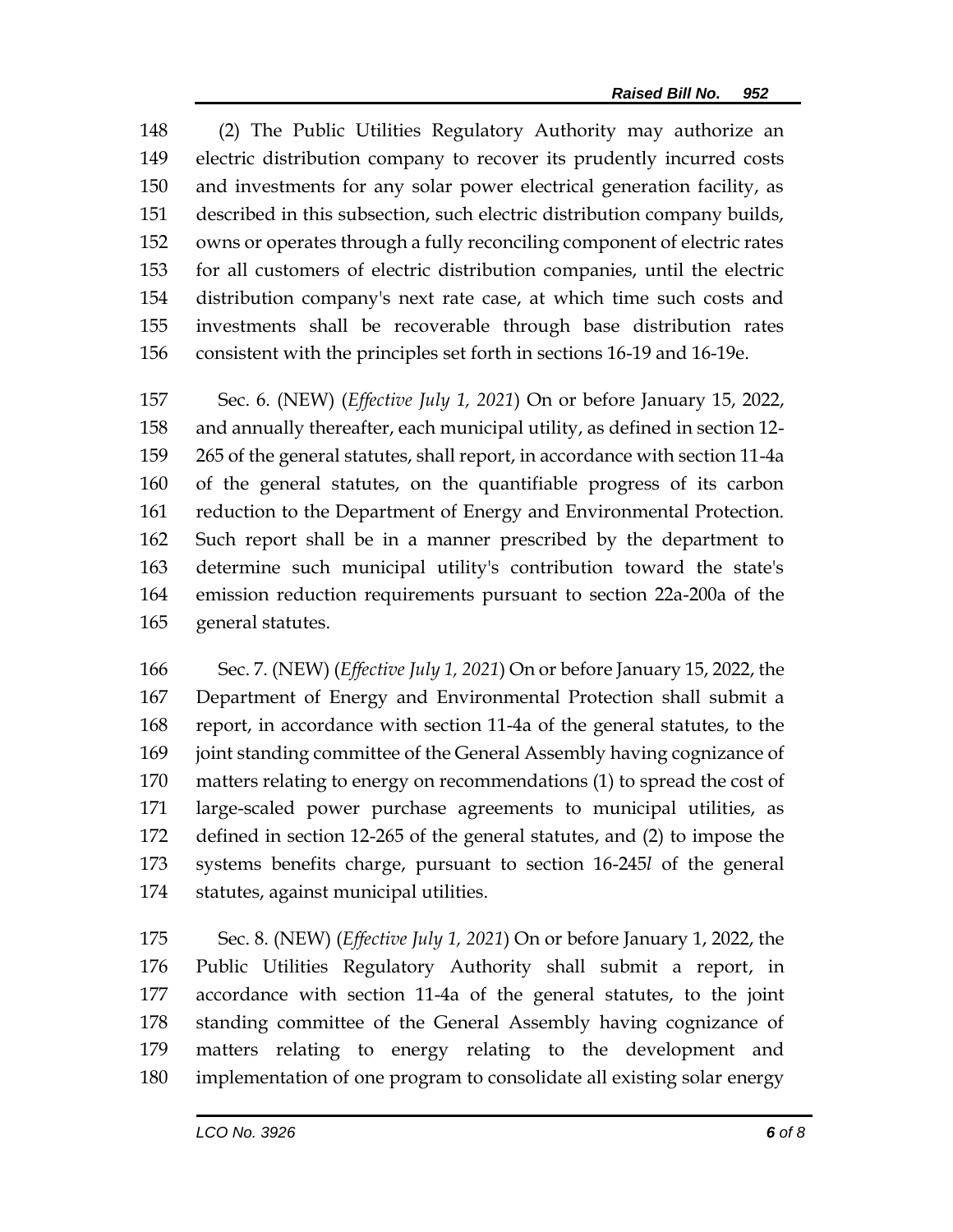(2) The Public Utilities Regulatory Authority may authorize an electric distribution company to recover its prudently incurred costs and investments for any solar power electrical generation facility, as described in this subsection, such electric distribution company builds, owns or operates through a fully reconciling component of electric rates for all customers of electric distribution companies, until the electric distribution company's next rate case, at which time such costs and investments shall be recoverable through base distribution rates consistent with the principles set forth in sections 16-19 and 16-19e.

Sec. 6. (NEW) (*Effective July 1, 2021*) On or before January 15, 2022, and annually thereafter, each municipal utility, as defined in section 12-265 of the general statutes, shall report, in accordance with section 11-4a of the general statutes, on the quantifiable progress of its carbon reduction to the Department of Energy and Environmental Protection. Such report shall be in a manner prescribed by the department to determine such municipal utility's contribution toward the state's emission reduction requirements pursuant to section 22a-200a of the general statutes.

Sec. 7. (NEW) (*Effective July 1, 2021*) On or before January 15, 2022, the Department of Energy and Environmental Protection shall submit a report, in accordance with section 11-4a of the general statutes, to the joint standing committee of the General Assembly having cognizance of matters relating to energy on recommendations (1) to spread the cost of large-scaled power purchase agreements to municipal utilities, as defined in section 12-265 of the general statutes, and (2) to impose the systems benefits charge, pursuant to section 16-245*l* of the general statutes, against municipal utilities.

Sec. 8. (NEW) (*Effective July 1, 2021*) On or before January 1, 2022, the Public Utilities Regulatory Authority shall submit a report, in accordance with section 11-4a of the general statutes, to the joint standing committee of the General Assembly having cognizance of matters relating to energy relating to the development and implementation of one program to consolidate all existing solar energy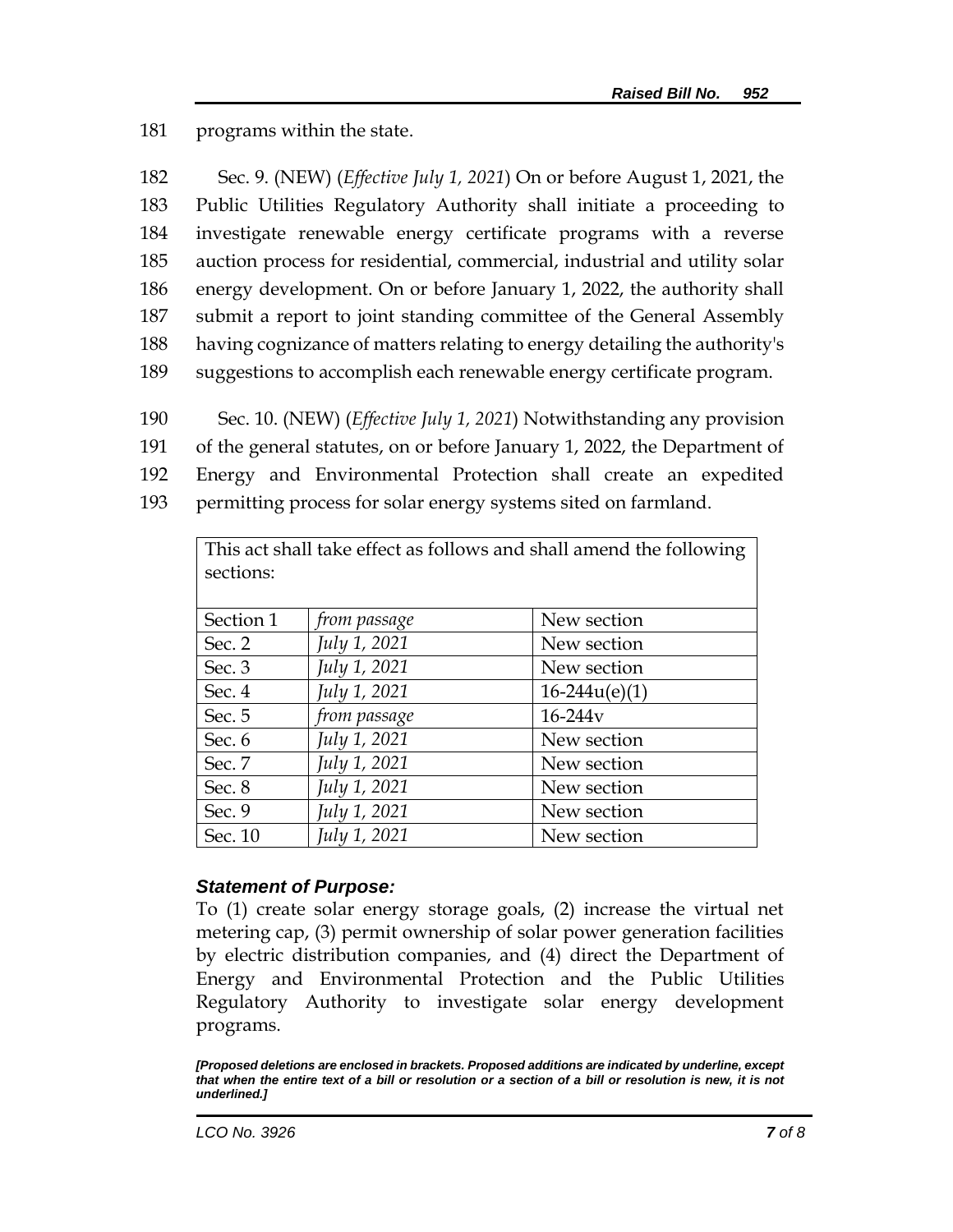181 programs within the state.

182 Sec. 9. (NEW) (*Effective July 1, 2021*) On or before August 1, 2021, the
183 Public Utilities Regulatory Authority shall initiate a proceeding to
184 investigate renewable energy certificate programs with a reverse
185 auction process for residential, commercial, industrial and utility solar
186 energy development. On or before January 1, 2022, the authority shall
187 submit a report to joint standing committee of the General Assembly
188 having cognizance of matters relating to energy detailing the authority's
189 suggestions to accomplish each renewable energy certificate program.

190 Sec. 10. (NEW) (*Effective July 1, 2021*) Notwithstanding any provision
191 of the general statutes, on or before January 1, 2022, the Department of
192 Energy and Environmental Protection shall create an expedited
193 permitting process for solar energy systems sited on farmland.

| This act shall take effect as follows and shall amend the following sections: | | |
|---|---|---|
| Section 1 | *from passage* | New section |
| Sec. 2 | *July 1, 2021* | New section |
| Sec. 3 | *July 1, 2021* | New section |
| Sec. 4 | *July 1, 2021* | 16-244u(e)(1) |
| Sec. 5 | *from passage* | 16-244v |
| Sec. 6 | *July 1, 2021* | New section |
| Sec. 7 | *July 1, 2021* | New section |
| Sec. 8 | *July 1, 2021* | New section |
| Sec. 9 | *July 1, 2021* | New section |
| Sec. 10 | *July 1, 2021* | New section |

### *Statement of Purpose:*

To (1) create solar energy storage goals, (2) increase the virtual net metering cap, (3) permit ownership of solar power generation facilities by electric distribution companies, and (4) direct the Department of Energy and Environmental Protection and the Public Utilities Regulatory Authority to investigate solar energy development programs.

***[Proposed deletions are enclosed in brackets. Proposed additions are indicated by underline, except that when the entire text of a bill or resolution or a section of a bill or resolution is new, it is not underlined.]***